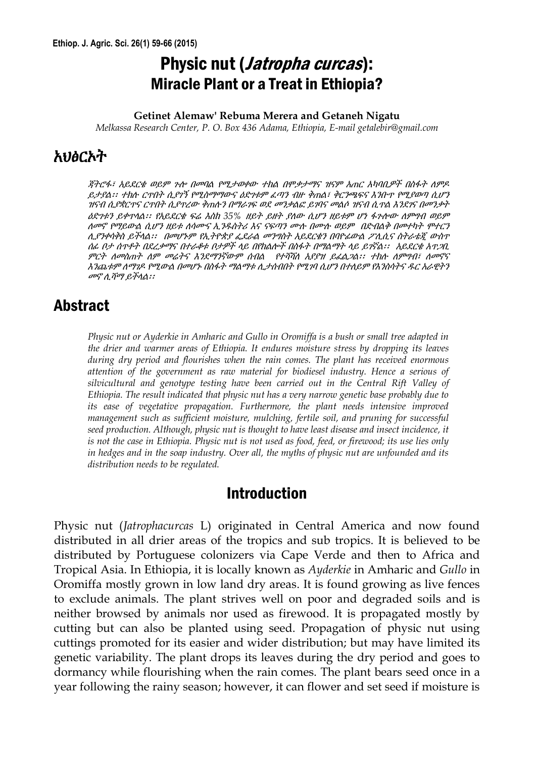# Physic nut (*Jatropha curcas*): Miracle Plant or a Treat in Ethiopia?

**Getinet Alemaw' Rebuma Merera and Getaneh Nigatu**

*Melkassa Research Center, P. O. Box 436 Adama, Ethiopia, E-mail getalebir@gmail.com*

## አህፅርኦት

*ጃትሮፋ፣ አይደርቄ ወይም ጉሎ በመባል የሚታወቀው ተክል በሞቃታማና ዝናም አጠር አካባቢዎች በስፋት ለምዶ ይታያል፡፡ ተክሉ ርጥበት ሲያገኝ የሚስማማውና ዕድገቱም ፈጣን ብዙ ቅጠል፣ ቅርንጫፍና አንበጥ የሚያወጣ ሲሆን ዝናብ ሲያቋርጥና ርጥበት ሲያጥረው ቅጠሉን በማራገፍ ወደ መንቃልፎ ይገባና መልሶ ዝናብ ሲጥል እንደገና በመንቃት ዕድገቱን ይቀጥላል፡፡ የአይደርቄ ፍሬ እስከ 35% ዘይት ይዘት ያለው ሲሆን ዘይቱም ሆነ ፋጉሎው ለምግብ ወይም ለመኖ የማይውል ሲሆን ዘይቱ ለሳሙና ኢንዱስትሪ እና ናፍጣን ሙሉ በሙሉ ወይም በድብልቅ በመተካት ሞተርን ሊያንቀሳቅስ ይችላል፡፡ በመሆኑም የኢትዮጵያ ፌደራል መንግስት አይደርቄን በባዮፊወል ፖሊሲና ስትራቴጂ ውስጥ ሰፊ ቦታ ሰጥቶት በደረቃማና በተራቆቱ ቦታዎች ላይ በየክልሎች በስፋት በማልማት ላይ ይገኛል፡፡ አይደርቄ አጥጋቢ ምርት ለመስጠት ለም መሬትና እንደማንኛውም ሰብል የተሻሻለ አያያዝ ይፈልጋል፡፡ ተክሉ ለምግብ፣ ለመኖና እንጨቱም ለማገዶ የሚውል በመሆኑ በስፋት ማልማቱ ሊታሰብበት የሚገባ ሲሆን በተለይም የእንስሳትና ዱር አራዊትን መኖ ሊሻማ ይችላል፡፡*

## Abstract

*Physic nut or Ayderkie in Amharic and Gullo in Oromiffa is a bush or small tree adapted in the drier and warmer areas of Ethiopia. It endures moisture stress by dropping its leaves during dry period and flourishes when the rain comes. The plant has received enormous attention of the government as raw material for biodiesel industry. Hence a serious of silvicultural and genotype testing have been carried out in the Central Rift Valley of Ethiopia. The result indicated that physic nut has a very narrow genetic base probably due to its ease of vegetative propagation. Furthermore, the plant needs intensive improved management such as sufficient moisture, mulching, fertile soil, and pruning for successful seed production. Although, physic nut is thought to have least disease and insect incidence, it is not the case in Ethiopia. Physic nut is not used as food, feed, or firewood; its use lies only in hedges and in the soap industry. Over all, the myths of physic nut are unfounded and its distribution needs to be regulated.*

## Introduction

Physic nut (*Jatrophacurcas* L) originated in Central America and now found distributed in all drier areas of the tropics and sub tropics. It is believed to be distributed by Portuguese colonizers via Cape Verde and then to Africa and Tropical Asia. In Ethiopia, it is locally known as *Ayderkie* in Amharic and *Gullo* in Oromiffa mostly grown in low land dry areas. It is found growing as live fences to exclude animals. The plant strives well on poor and degraded soils and is neither browsed by animals nor used as firewood. It is propagated mostly by cutting but can also be planted using seed. Propagation of physic nut using cuttings promoted for its easier and wider distribution; but may have limited its genetic variability. The plant drops its leaves during the dry period and goes to dormancy while flourishing when the rain comes. The plant bears seed once in a year following the rainy season; however, it can flower and set seed if moisture is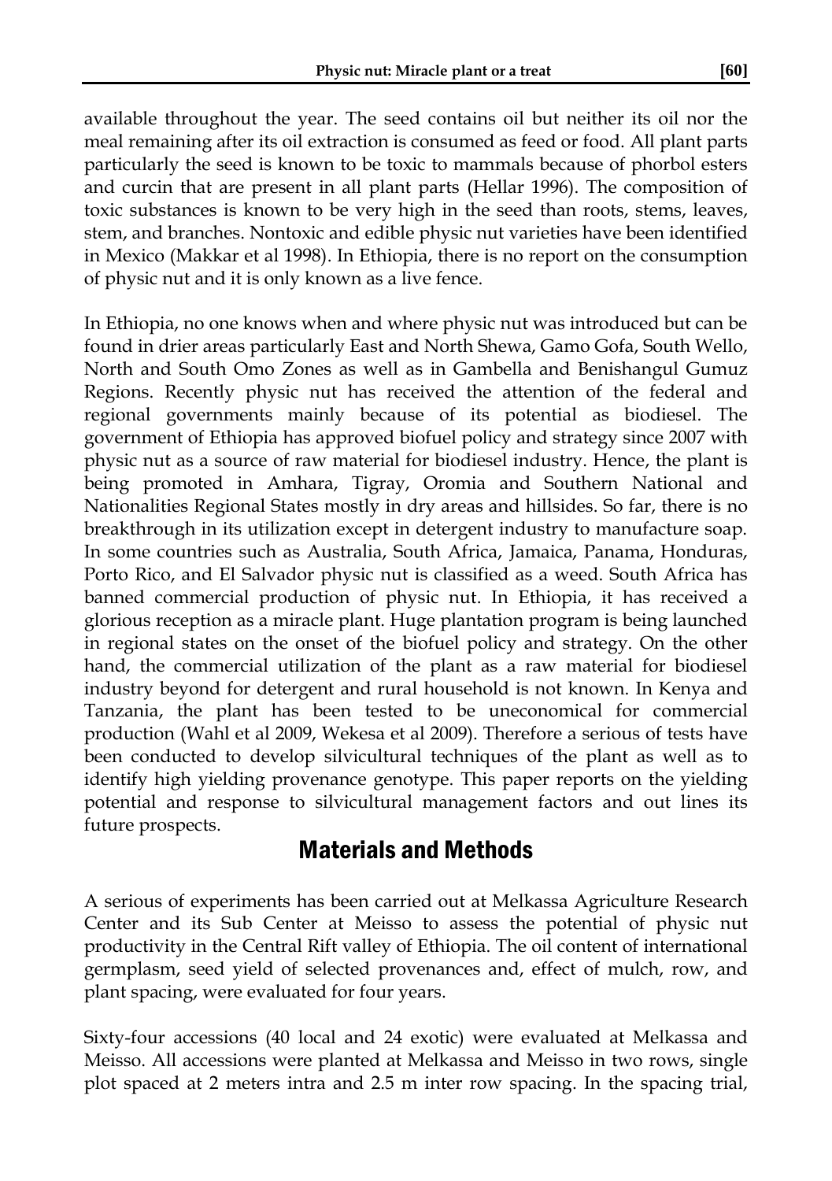available throughout the year. The seed contains oil but neither its oil nor the meal remaining after its oil extraction is consumed as feed or food. All plant parts particularly the seed is known to be toxic to mammals because of phorbol esters and curcin that are present in all plant parts (Hellar 1996). The composition of toxic substances is known to be very high in the seed than roots, stems, leaves, stem, and branches. Nontoxic and edible physic nut varieties have been identified in Mexico (Makkar et al 1998). In Ethiopia, there is no report on the consumption of physic nut and it is only known as a live fence.

In Ethiopia, no one knows when and where physic nut was introduced but can be found in drier areas particularly East and North Shewa, Gamo Gofa, South Wello, North and South Omo Zones as well as in Gambella and Benishangul Gumuz Regions. Recently physic nut has received the attention of the federal and regional governments mainly because of its potential as biodiesel. The government of Ethiopia has approved biofuel policy and strategy since 2007 with physic nut as a source of raw material for biodiesel industry. Hence, the plant is being promoted in Amhara, Tigray, Oromia and Southern National and Nationalities Regional States mostly in dry areas and hillsides. So far, there is no breakthrough in its utilization except in detergent industry to manufacture soap. In some countries such as Australia, South Africa, Jamaica, Panama, Honduras, Porto Rico, and El Salvador physic nut is classified as a weed. South Africa has banned commercial production of physic nut. In Ethiopia, it has received a glorious reception as a miracle plant. Huge plantation program is being launched in regional states on the onset of the biofuel policy and strategy. On the other hand, the commercial utilization of the plant as a raw material for biodiesel industry beyond for detergent and rural household is not known. In Kenya and Tanzania, the plant has been tested to be uneconomical for commercial production (Wahl et al 2009, Wekesa et al 2009). Therefore a serious of tests have been conducted to develop silvicultural techniques of the plant as well as to identify high yielding provenance genotype. This paper reports on the yielding potential and response to silvicultural management factors and out lines its future prospects.

## Materials and Methods

A serious of experiments has been carried out at Melkassa Agriculture Research Center and its Sub Center at Meisso to assess the potential of physic nut productivity in the Central Rift valley of Ethiopia. The oil content of international germplasm, seed yield of selected provenances and, effect of mulch, row, and plant spacing, were evaluated for four years.

Sixty-four accessions (40 local and 24 exotic) were evaluated at Melkassa and Meisso. All accessions were planted at Melkassa and Meisso in two rows, single plot spaced at 2 meters intra and 2.5 m inter row spacing. In the spacing trial,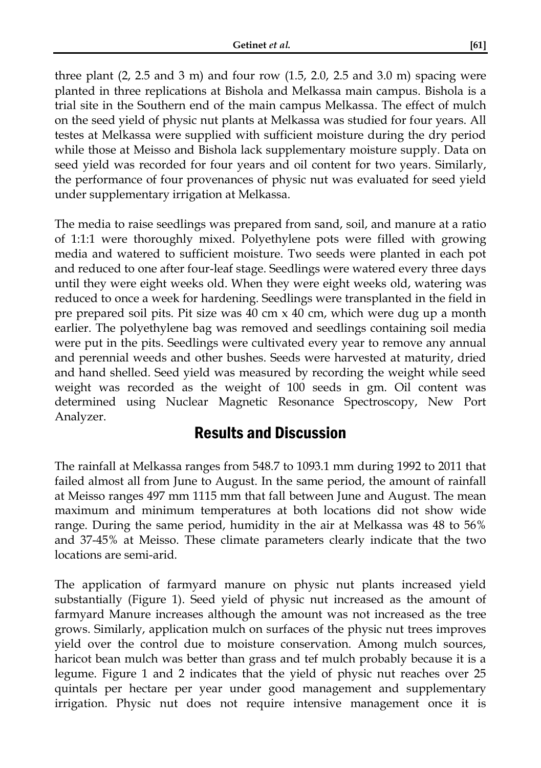three plant (2, 2.5 and 3 m) and four row (1.5, 2.0, 2.5 and 3.0 m) spacing were planted in three replications at Bishola and Melkassa main campus. Bishola is a trial site in the Southern end of the main campus Melkassa. The effect of mulch on the seed yield of physic nut plants at Melkassa was studied for four years. All testes at Melkassa were supplied with sufficient moisture during the dry period while those at Meisso and Bishola lack supplementary moisture supply. Data on seed yield was recorded for four years and oil content for two years. Similarly, the performance of four provenances of physic nut was evaluated for seed yield under supplementary irrigation at Melkassa.

The media to raise seedlings was prepared from sand, soil, and manure at a ratio of 1:1:1 were thoroughly mixed. Polyethylene pots were filled with growing media and watered to sufficient moisture. Two seeds were planted in each pot and reduced to one after four-leaf stage. Seedlings were watered every three days until they were eight weeks old. When they were eight weeks old, watering was reduced to once a week for hardening. Seedlings were transplanted in the field in pre prepared soil pits. Pit size was 40 cm x 40 cm, which were dug up a month earlier. The polyethylene bag was removed and seedlings containing soil media were put in the pits. Seedlings were cultivated every year to remove any annual and perennial weeds and other bushes. Seeds were harvested at maturity, dried and hand shelled. Seed yield was measured by recording the weight while seed weight was recorded as the weight of 100 seeds in gm. Oil content was determined using Nuclear Magnetic Resonance Spectroscopy, New Port Analyzer.

## Results and Discussion

The rainfall at Melkassa ranges from 548.7 to 1093.1 mm during 1992 to 2011 that failed almost all from June to August. In the same period, the amount of rainfall at Meisso ranges 497 mm 1115 mm that fall between June and August. The mean maximum and minimum temperatures at both locations did not show wide range. During the same period, humidity in the air at Melkassa was 48 to 56% and 37-45% at Meisso. These climate parameters clearly indicate that the two locations are semi-arid.

The application of farmyard manure on physic nut plants increased yield substantially (Figure 1). Seed yield of physic nut increased as the amount of farmyard Manure increases although the amount was not increased as the tree grows. Similarly, application mulch on surfaces of the physic nut trees improves yield over the control due to moisture conservation. Among mulch sources, haricot bean mulch was better than grass and tef mulch probably because it is a legume. Figure 1 and 2 indicates that the yield of physic nut reaches over 25 quintals per hectare per year under good management and supplementary irrigation. Physic nut does not require intensive management once it is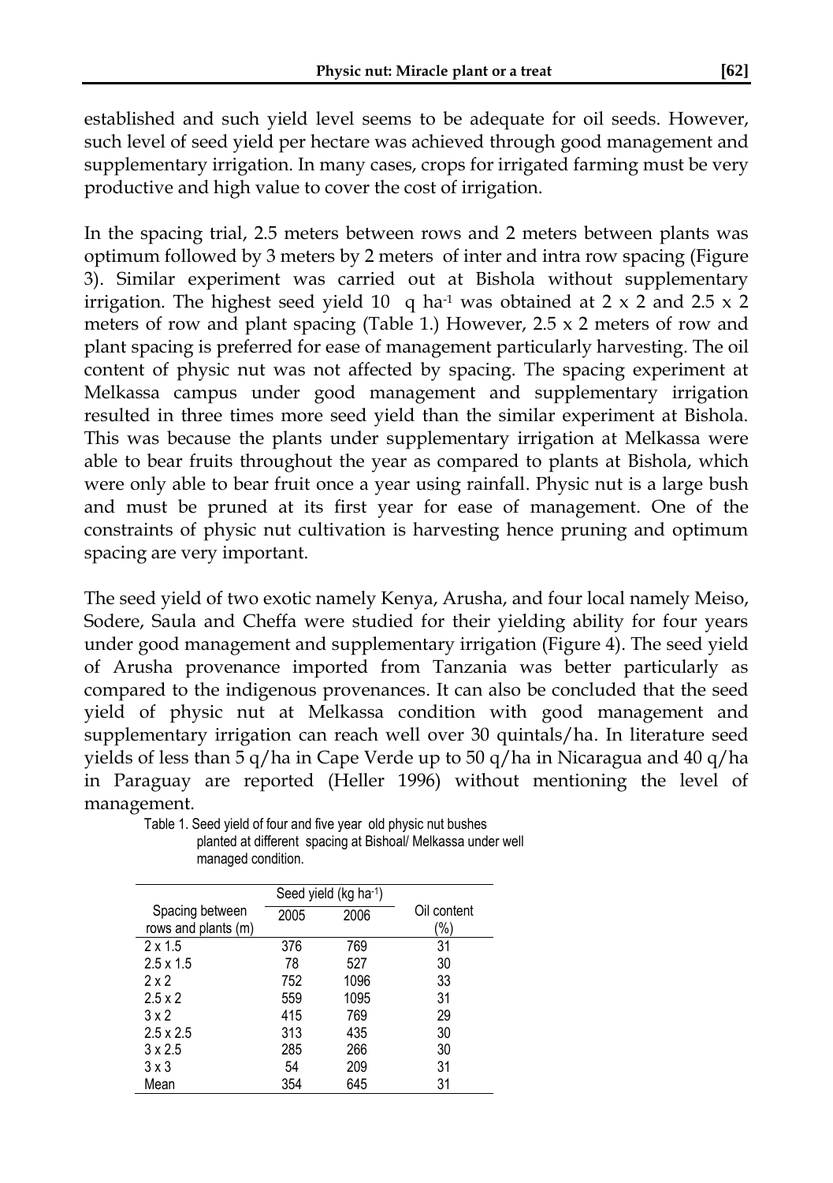established and such yield level seems to be adequate for oil seeds. However, such level of seed yield per hectare was achieved through good management and supplementary irrigation. In many cases, crops for irrigated farming must be very productive and high value to cover the cost of irrigation.

In the spacing trial, 2.5 meters between rows and 2 meters between plants was optimum followed by 3 meters by 2 meters of inter and intra row spacing (Figure 3). Similar experiment was carried out at Bishola without supplementary irrigation. The highest seed yield 10 q ha$^{-1}$ was obtained at 2 x 2 and 2.5 x 2 meters of row and plant spacing (Table 1.) However, 2.5 x 2 meters of row and plant spacing is preferred for ease of management particularly harvesting. The oil content of physic nut was not affected by spacing. The spacing experiment at Melkassa campus under good management and supplementary irrigation resulted in three times more seed yield than the similar experiment at Bishola. This was because the plants under supplementary irrigation at Melkassa were able to bear fruits throughout the year as compared to plants at Bishola, which were only able to bear fruit once a year using rainfall. Physic nut is a large bush and must be pruned at its first year for ease of management. One of the constraints of physic nut cultivation is harvesting hence pruning and optimum spacing are very important.

The seed yield of two exotic namely Kenya, Arusha, and four local namely Meiso, Sodere, Saula and Cheffa were studied for their yielding ability for four years under good management and supplementary irrigation (Figure 4). The seed yield of Arusha provenance imported from Tanzania was better particularly as compared to the indigenous provenances. It can also be concluded that the seed yield of physic nut at Melkassa condition with good management and supplementary irrigation can reach well over 30 quintals/ha. In literature seed yields of less than 5 q/ha in Cape Verde up to 50 q/ha in Nicaragua and 40 q/ha in Paraguay are reported (Heller 1996) without mentioning the level of management.

Table 1. Seed yield of four and five year old physic nut bushes planted at different spacing at Bishoal/ Melkassa under well managed condition.

| Spacing between rows and plants (m) | Seed yield (kg ha$^{-1}$) 2005 | 2006 | Oil content (%) |
|---|---|---|---|
| 2 x 1.5 | 376 | 769 | 31 |
| 2.5 x 1.5 | 78 | 527 | 30 |
| 2 x 2 | 752 | 1096 | 33 |
| 2.5 x 2 | 559 | 1095 | 31 |
| 3 x 2 | 415 | 769 | 29 |
| 2.5 x 2.5 | 313 | 435 | 30 |
| 3 x 2.5 | 285 | 266 | 30 |
| 3 x 3 | 54 | 209 | 31 |
| Mean | 354 | 645 | 31 |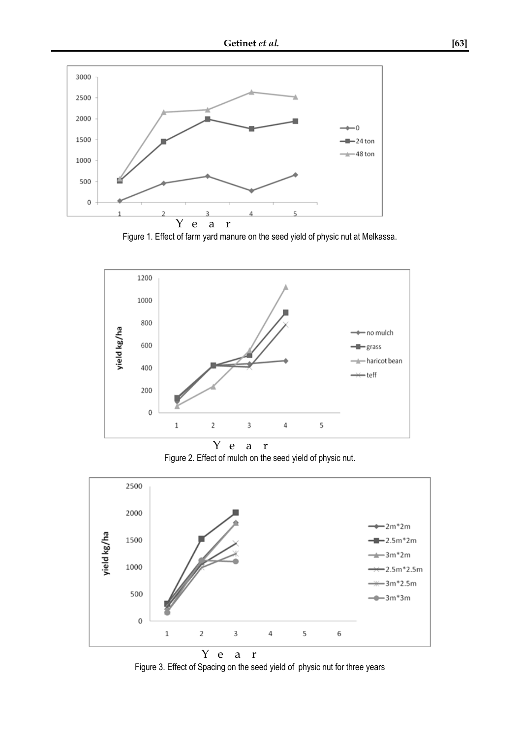Figure 1. Effect of farm yard manure on the seed yield of physic nut at Melkassa.

Figure 2. Effect of mulch on the seed yield of physic nut.

Figure 3. Effect of Spacing on the seed yield of physic nut for three years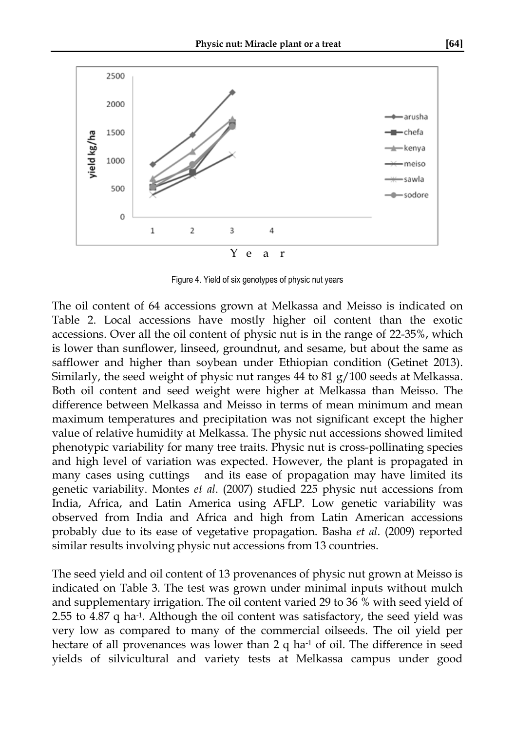Figure 4. Yield of six genotypes of physic nut years

The oil content of 64 accessions grown at Melkassa and Meisso is indicated on Table 2. Local accessions have mostly higher oil content than the exotic accessions. Over all the oil content of physic nut is in the range of 22-35%, which is lower than sunflower, linseed, groundnut, and sesame, but about the same as safflower and higher than soybean under Ethiopian condition (Getinet 2013). Similarly, the seed weight of physic nut ranges 44 to 81 g/100 seeds at Melkassa. Both oil content and seed weight were higher at Melkassa than Meisso. The difference between Melkassa and Meisso in terms of mean minimum and mean maximum temperatures and precipitation was not significant except the higher value of relative humidity at Melkassa. The physic nut accessions showed limited phenotypic variability for many tree traits. Physic nut is cross-pollinating species and high level of variation was expected. However, the plant is propagated in many cases using cuttings and its ease of propagation may have limited its genetic variability. Montes *et al*. (2007) studied 225 physic nut accessions from India, Africa, and Latin America using AFLP. Low genetic variability was observed from India and Africa and high from Latin American accessions probably due to its ease of vegetative propagation. Basha *et al*. (2009) reported similar results involving physic nut accessions from 13 countries.

The seed yield and oil content of 13 provenances of physic nut grown at Meisso is indicated on Table 3. The test was grown under minimal inputs without mulch and supplementary irrigation. The oil content varied 29 to 36 % with seed yield of 2.55 to 4.87 q ha$^{-1}$. Although the oil content was satisfactory, the seed yield was very low as compared to many of the commercial oilseeds. The oil yield per hectare of all provenances was lower than 2 q ha$^{-1}$ of oil. The difference in seed yields of silvicultural and variety tests at Melkassa campus under good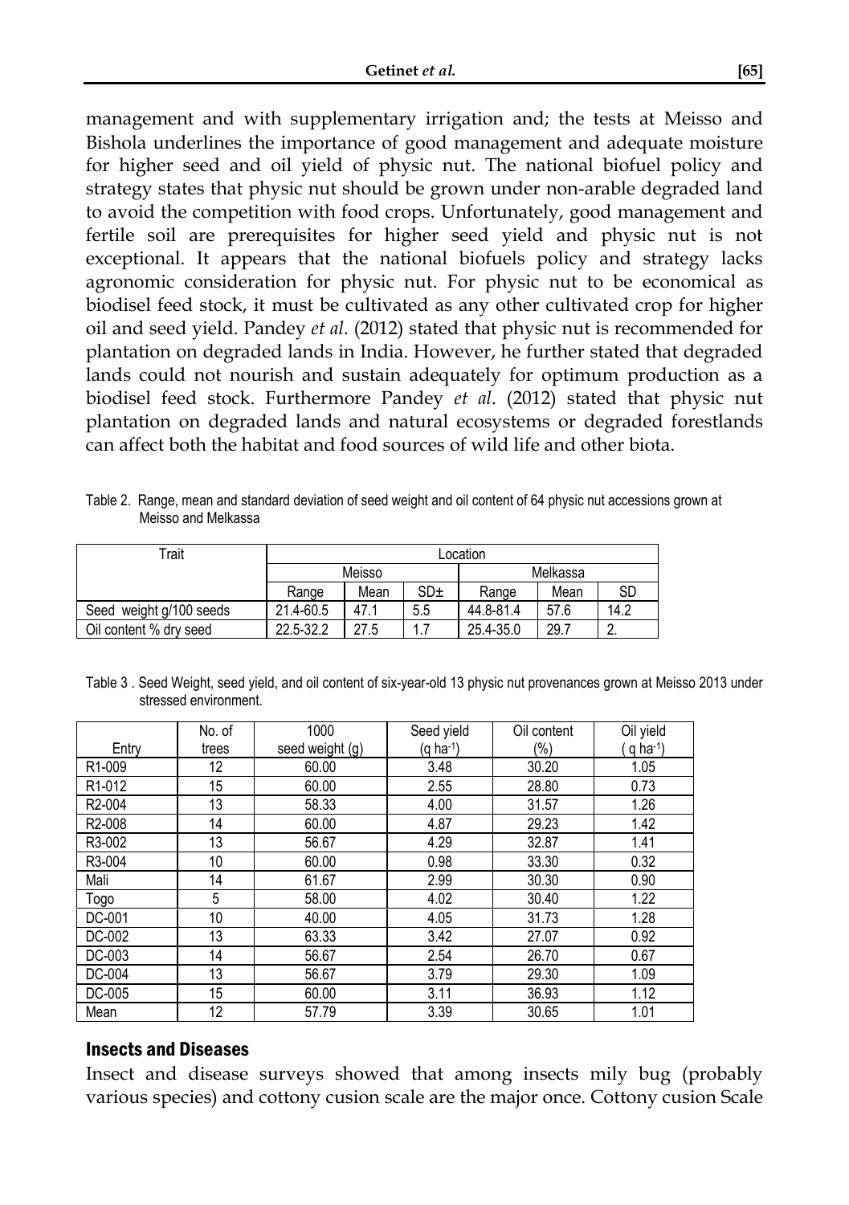management and with supplementary irrigation and; the tests at Meisso and Bishola underlines the importance of good management and adequate moisture for higher seed and oil yield of physic nut. The national biofuel policy and strategy states that physic nut should be grown under non-arable degraded land to avoid the competition with food crops. Unfortunately, good management and fertile soil are prerequisites for higher seed yield and physic nut is not exceptional. It appears that the national biofuels policy and strategy lacks agronomic consideration for physic nut. For physic nut to be economical as biodisel feed stock, it must be cultivated as any other cultivated crop for higher oil and seed yield. Pandey *et al*. (2012) stated that physic nut is recommended for plantation on degraded lands in India. However, he further stated that degraded lands could not nourish and sustain adequately for optimum production as a biodisel feed stock. Furthermore Pandey *et al*. (2012) stated that physic nut plantation on degraded lands and natural ecosystems or degraded forestlands can affect both the habitat and food sources of wild life and other biota.

Table 2. Range, mean and standard deviation of seed weight and oil content of 64 physic nut accessions grown at Meisso and Melkassa

| Trait | Location | | | | | |
|---|---|---|---|---|---|---|
| | Meisso | | | Melkassa | | |
| | Range | Mean | SD± | Range | Mean | SD |
| Seed weight g/100 seeds | 21.4-60.5 | 47.1 | 5.5 | 44.8-81.4 | 57.6 | 14.2 |
| Oil content % dry seed | 22.5-32.2 | 27.5 | 1.7 | 25.4-35.0 | 29.7 | 2. |

Table 3 . Seed Weight, seed yield, and oil content of six-year-old 13 physic nut provenances grown at Meisso 2013 under stressed environment.

| Entry | No. of trees | 1000 seed weight (g) | Seed yield (q ha$^{-1}$) | Oil content (%) | Oil yield ( q ha$^{-1}$) |
|---|---|---|---|---|---|
| R1-009 | 12 | 60.00 | 3.48 | 30.20 | 1.05 |
| R1-012 | 15 | 60.00 | 2.55 | 28.80 | 0.73 |
| R2-004 | 13 | 58.33 | 4.00 | 31.57 | 1.26 |
| R2-008 | 14 | 60.00 | 4.87 | 29.23 | 1.42 |
| R3-002 | 13 | 56.67 | 4.29 | 32.87 | 1.41 |
| R3-004 | 10 | 60.00 | 0.98 | 33.30 | 0.32 |
| Mali | 14 | 61.67 | 2.99 | 30.30 | 0.90 |
| Togo | 5 | 58.00 | 4.02 | 30.40 | 1.22 |
| DC-001 | 10 | 40.00 | 4.05 | 31.73 | 1.28 |
| DC-002 | 13 | 63.33 | 3.42 | 27.07 | 0.92 |
| DC-003 | 14 | 56.67 | 2.54 | 26.70 | 0.67 |
| DC-004 | 13 | 56.67 | 3.79 | 29.30 | 1.09 |
| DC-005 | 15 | 60.00 | 3.11 | 36.93 | 1.12 |
| Mean | 12 | 57.79 | 3.39 | 30.65 | 1.01 |

## Insects and Diseases

Insect and disease surveys showed that among insects mily bug (probably various species) and cottony cusion scale are the major once. Cottony cusion Scale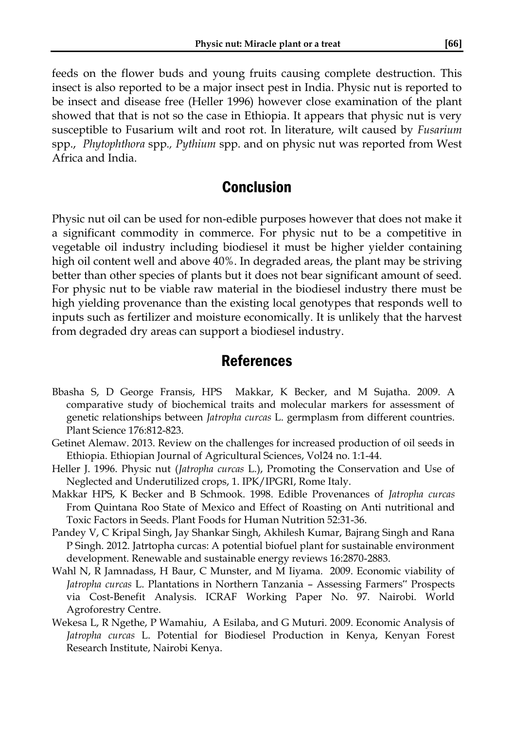feeds on the flower buds and young fruits causing complete destruction. This insect is also reported to be a major insect pest in India. Physic nut is reported to be insect and disease free (Heller 1996) however close examination of the plant showed that that is not so the case in Ethiopia. It appears that physic nut is very susceptible to Fusarium wilt and root rot. In literature, wilt caused by *Fusarium* spp., *Phytophthora* spp., *Pythium* spp. and on physic nut was reported from West Africa and India.

## Conclusion

Physic nut oil can be used for non-edible purposes however that does not make it a significant commodity in commerce. For physic nut to be a competitive in vegetable oil industry including biodiesel it must be higher yielder containing high oil content well and above 40%. In degraded areas, the plant may be striving better than other species of plants but it does not bear significant amount of seed. For physic nut to be viable raw material in the biodiesel industry there must be high yielding provenance than the existing local genotypes that responds well to inputs such as fertilizer and moisture economically. It is unlikely that the harvest from degraded dry areas can support a biodiesel industry.

## References

Bbasha S, D George Fransis, HPS Makkar, K Becker, and M Sujatha. 2009. A comparative study of biochemical traits and molecular markers for assessment of genetic relationships between *Jatropha curcas* L. germplasm from different countries. Plant Science 176:812-823.

Getinet Alemaw. 2013. Review on the challenges for increased production of oil seeds in Ethiopia. Ethiopian Journal of Agricultural Sciences, Vol24 no. 1:1-44.

Heller J. 1996. Physic nut (*Jatropha curcas* L.), Promoting the Conservation and Use of Neglected and Underutilized crops, 1. IPK/IPGRI, Rome Italy.

Makkar HPS, K Becker and B Schmook. 1998. Edible Provenances of *Jatropha curcas* From Quintana Roo State of Mexico and Effect of Roasting on Anti nutritional and Toxic Factors in Seeds. Plant Foods for Human Nutrition 52:31-36.

Pandey V, C Kripal Singh, Jay Shankar Singh, Akhilesh Kumar, Bajrang Singh and Rana P Singh. 2012. Jatrtopha curcas: A potential biofuel plant for sustainable environment development. Renewable and sustainable energy reviews 16:2870-2883.

Wahl N, R Jamnadass, H Baur, C Munster, and M Iiyama. 2009. Economic viability of *Jatropha curcas* L. Plantations in Northern Tanzania – Assessing Farmers" Prospects via Cost-Benefit Analysis. ICRAF Working Paper No. 97. Nairobi. World Agroforestry Centre.

Wekesa L, R Ngethe, P Wamahiu, A Esilaba, and G Muturi. 2009. Economic Analysis of *Jatropha curcas* L. Potential for Biodiesel Production in Kenya, Kenyan Forest Research Institute, Nairobi Kenya.